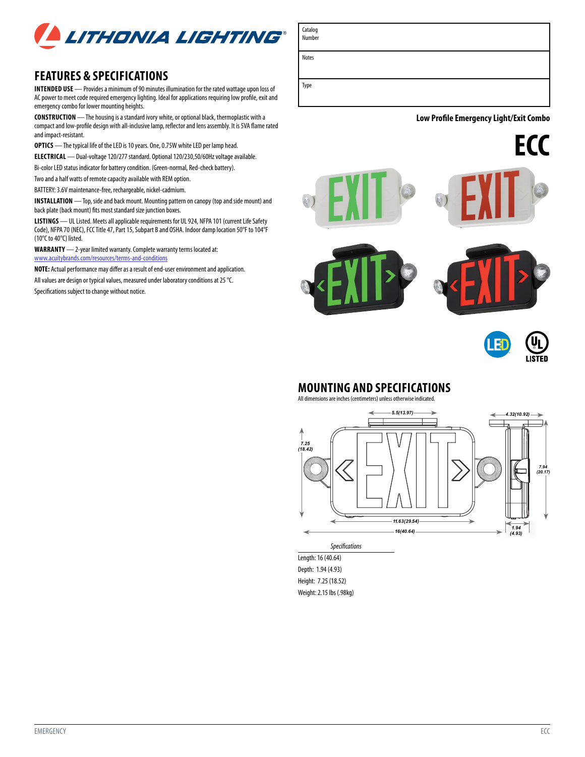# LITHONIA LIGHTING

| Catalog Number | |
|---|---|
| Notes | |
| Type | |

**Low Profile Emergency Light/Exit Combo**

# ECC

## FEATURES & SPECIFICATIONS

**INTENDED USE** — Provides a minimum of 90 minutes illumination for the rated wattage upon loss of AC power to meet code required emergency lighting. Ideal for applications requiring low profile, exit and emergency combo for lower mounting heights.

**CONSTRUCTION** — The housing is a standard ivory white, or optional black, thermoplastic with a compact and low-profile design with all-inclusive lamp, reflector and lens assembly. It is 5VA flame rated and impact-resistant.

**OPTICS** — The typical life of the LED is 10 years. One, 0.75W white LED per lamp head.

**ELECTRICAL** — Dual-voltage 120/277 standard. Optional 120/230,50/60Hz voltage available.

Bi-color LED status indicator for battery condition. (Green-normal, Red-check battery).

Two and a half watts of remote capacity available with REM option.

BATTERY: 3.6V maintenance-free, rechargeable, nickel-cadmium.

**INSTALLATION** — Top, side and back mount. Mounting pattern on canopy (top and side mount) and back plate (back mount) fits most standard size junction boxes.

**LISTINGS** — UL Listed. Meets all applicable requirements for UL 924, NFPA 101 (current Life Safety Code), NFPA 70 (NEC), FCC Title 47, Part 15, Subpart B and OSHA. Indoor damp location 50°F to 104°F (10°C to 40°C) listed.

**WARRANTY** — 2-year limited warranty. Complete warranty terms located at: www.acuitybrands.com/resources/terms-and-conditions

**NOTE:** Actual performance may differ as a result of end-user environment and application.

All values are design or typical values, measured under laboratory conditions at 25 °C.

Specifications subject to change without notice.

LED · UL LISTED

## MOUNTING AND SPECIFICATIONS

All dimensions are inches (centimeters) unless otherwise indicated.

5.5(13.97) · 4.32(10.92) · 7.25 (18.42) · 7.94 (20.17) · 11.63(29.54) · 16(40.64) · 1.94 (4.93)

*Specifications*

Length: 16 (40.64)

Depth: 1.94 (4.93)

Height: 7.25 (18.52)

Weight: 2.15 lbs (.98kg)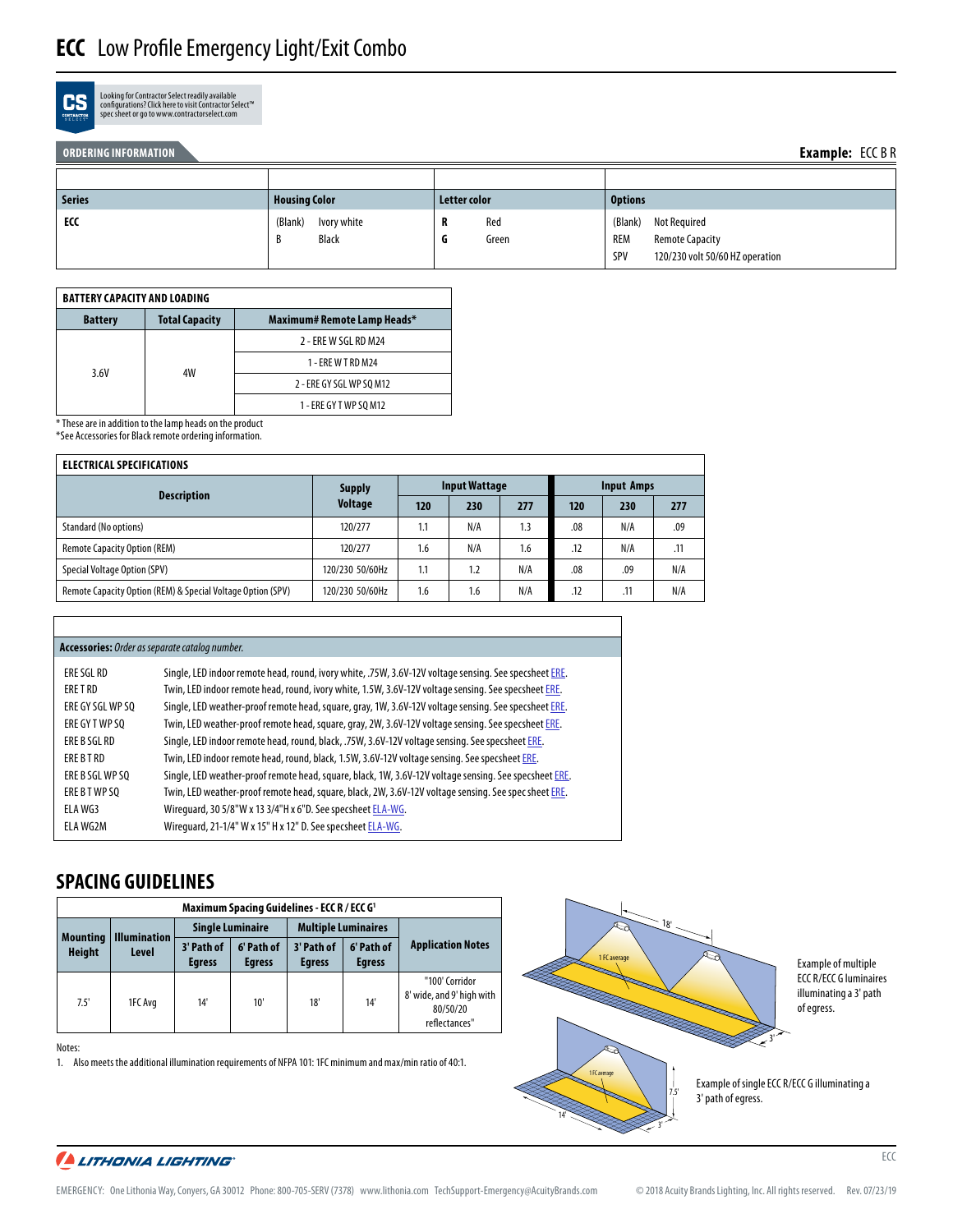# ECC Low Profile Emergency Light/Exit Combo

Looking for Contractor Select readily available configurations? Click here to visit Contractor Select™ spec sheet or go to www.contractorselect.com

## ORDERING INFORMATION

**Example:** ECC B R

| Series | Housing Color | | Letter color | | Options | |
|---|---|---|---|---|---|---|
| ECC | (Blank) | Ivory white | R | Red | (Blank) | Not Required |
| | B | Black | G | Green | REM | Remote Capacity |
| | | | | | SPV | 120/230 volt 50/60 HZ operation |

## BATTERY CAPACITY AND LOADING

| Battery | Total Capacity | Maximum# Remote Lamp Heads* |
|---|---|---|
| 3.6V | 4W | 2 - ERE W SGL RD M24 |
| | | 1 - ERE W T RD M24 |
| | | 2 - ERE GY SGL WP SQ M12 |
| | | 1 - ERE GY T WP SQ M12 |

* These are in addition to the lamp heads on the product
*See Accessories for Black remote ordering information.

## ELECTRICAL SPECIFICATIONS

| Description | Supply Voltage | Input Wattage | | | Input Amps | | |
|---|---|---|---|---|---|---|---|
| | | 120 | 230 | 277 | 120 | 230 | 277 |
| Standard (No options) | 120/277 | 1.1 | N/A | 1.3 | .08 | N/A | .09 |
| Remote Capacity Option (REM) | 120/277 | 1.6 | N/A | 1.6 | .12 | N/A | .11 |
| Special Voltage Option (SPV) | 120/230 50/60Hz | 1.1 | 1.2 | N/A | .08 | .09 | N/A |
| Remote Capacity Option (REM) & Special Voltage Option (SPV) | 120/230 50/60Hz | 1.6 | 1.6 | N/A | .12 | .11 | N/A |

**Accessories:** *Order as separate catalog number.*

| | |
|---|---|
| ERE SGL RD | Single, LED indoor remote head, round, ivory white, .75W, 3.6V-12V voltage sensing. See specsheet ERE. |
| ERE T RD | Twin, LED indoor remote head, round, ivory white, 1.5W, 3.6V-12V voltage sensing. See specsheet ERE. |
| ERE GY SGL WP SQ | Single, LED weather-proof remote head, square, gray, 1W, 3.6V-12V voltage sensing. See specsheet ERE. |
| ERE GY T WP SQ | Twin, LED weather-proof remote head, square, gray, 2W, 3.6V-12V voltage sensing. See specsheet ERE. |
| ERE B SGL RD | Single, LED indoor remote head, round, black, .75W, 3.6V-12V voltage sensing. See specsheet ERE. |
| ERE B T RD | Twin, LED indoor remote head, round, black, 1.5W, 3.6V-12V voltage sensing. See specsheet ERE. |
| ERE B SGL WP SQ | Single, LED weather-proof remote head, square, black, 1W, 3.6V-12V voltage sensing. See specsheet ERE. |
| ERE B T WP SQ | Twin, LED weather-proof remote head, square, black, 2W, 3.6V-12V voltage sensing. See spec sheet ERE. |
| ELA WG3 | Wireguard, 30 5/8"W x 13 3/4"H x 6"D. See specsheet ELA-WG. |
| ELA WG2M | Wireguard, 21-1/4" W x 15" H x 12" D. See specsheet ELA-WG. |

## SPACING GUIDELINES

Maximum Spacing Guidelines - ECC R / ECC G[1]

| Mounting Height | Illumination Level | Single Luminaire | | Multiple Luminaires | | Application Notes |
|---|---|---|---|---|---|---|
| | | 3' Path of Egress | 6' Path of Egress | 3' Path of Egress | 6' Path of Egress | |
| 7.5' | 1FC Avg | 14' | 10' | 18' | 14' | "100' Corridor 8' wide, and 9' high with 80/50/20 reflectances" |

Notes:

1. Also meets the additional illumination requirements of NFPA 101: 1FC minimum and max/min ratio of 40:1.

18'
1 FC average
3'

Example of multiple ECC R/ECC G luminaires illuminating a 3' path of egress.

1 FC average
7.5'
14'
3'

Example of single ECC R/ECC G illuminating a 3' path of egress.

EMERGENCY: One Lithonia Way, Conyers, GA 30012 Phone: 800-705-SERV (7378) www.lithonia.com TechSupport-Emergency@AcuityBrands.com © 2018 Acuity Brands Lighting, Inc. All rights reserved. Rev. 07/23/19